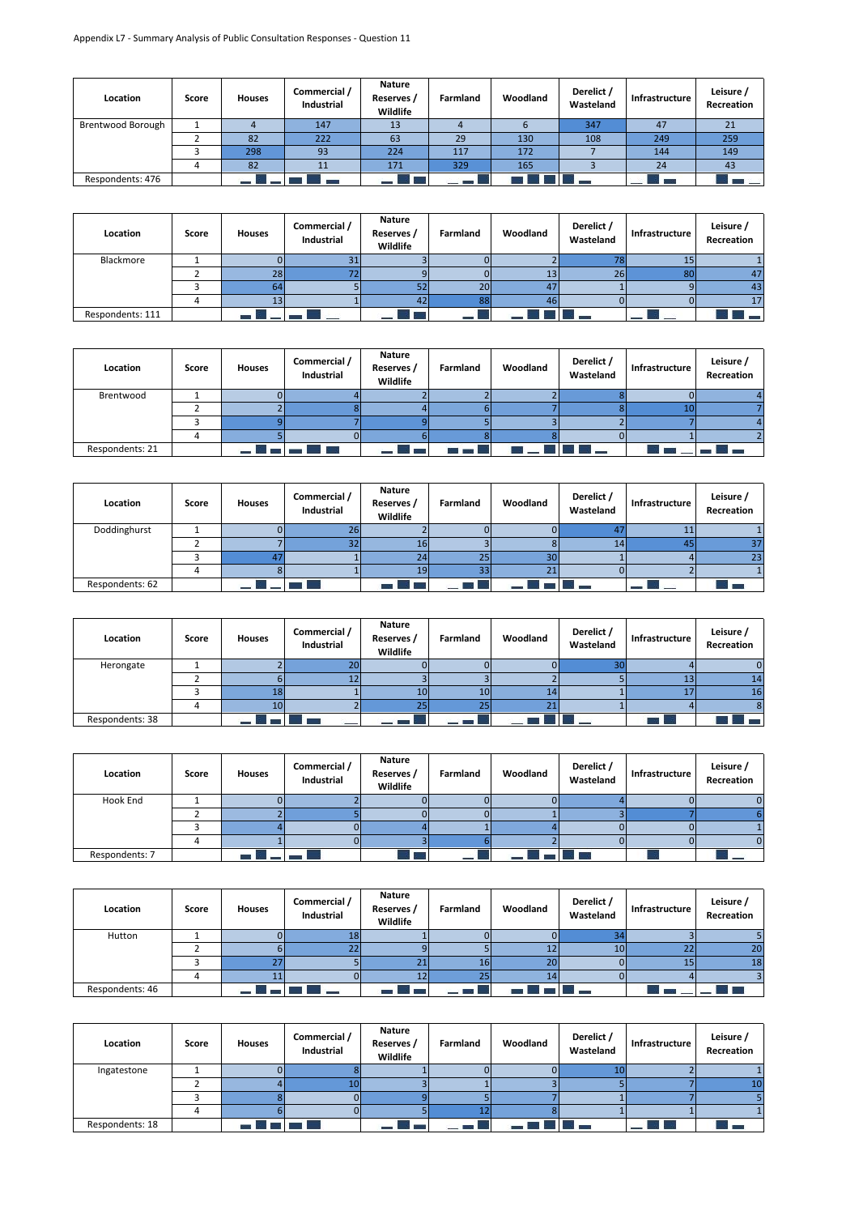Appendix L7 - Summary Analysis of Public Consultation Responses - Question 11

| Location | Score | Houses | Commercial / Industrial | Nature Reserves / Wildlife | Farmland | Woodland | Derelict / Wasteland | Infrastructure | Leisure / Recreation |
|---|---|---|---|---|---|---|---|---|---|
| Brentwood Borough | 1 | 4 | 147 | 13 | 4 | 6 | 347 | 47 | 21 |
| | 2 | 82 | 222 | 63 | 29 | 130 | 108 | 249 | 259 |
| | 3 | 298 | 93 | 224 | 117 | 172 | 7 | 144 | 149 |
| | 4 | 82 | 11 | 171 | 329 | 165 | 3 | 24 | 43 |
| Respondents: 476 | | | | | | | | | |

| Location | Score | Houses | Commercial / Industrial | Nature Reserves / Wildlife | Farmland | Woodland | Derelict / Wasteland | Infrastructure | Leisure / Recreation |
|---|---|---|---|---|---|---|---|---|---|
| Blackmore | 1 | 0 | 31 | 3 | 0 | 2 | 78 | 15 | 1 |
| | 2 | 28 | 72 | 9 | 0 | 13 | 26 | 80 | 47 |
| | 3 | 64 | 5 | 52 | 20 | 47 | 1 | 9 | 43 |
| | 4 | 13 | 1 | 42 | 88 | 46 | 0 | 0 | 17 |
| Respondents: 111 | | | | | | | | | |

| Location | Score | Houses | Commercial / Industrial | Nature Reserves / Wildlife | Farmland | Woodland | Derelict / Wasteland | Infrastructure | Leisure / Recreation |
|---|---|---|---|---|---|---|---|---|---|
| Brentwood | 1 | 0 | 4 | 2 | 2 | 2 | 8 | 0 | 4 |
| | 2 | 2 | 8 | 4 | 6 | 7 | 8 | 10 | 7 |
| | 3 | 9 | 7 | 9 | 5 | 3 | 2 | 7 | 4 |
| | 4 | 5 | 0 | 6 | 8 | 8 | 0 | 1 | 2 |
| Respondents: 21 | | | | | | | | | |

| Location | Score | Houses | Commercial / Industrial | Nature Reserves / Wildlife | Farmland | Woodland | Derelict / Wasteland | Infrastructure | Leisure / Recreation |
|---|---|---|---|---|---|---|---|---|---|
| Doddinghurst | 1 | 0 | 26 | 2 | 0 | 0 | 47 | 11 | 1 |
| | 2 | 7 | 32 | 16 | 3 | 8 | 14 | 45 | 37 |
| | 3 | 47 | 1 | 24 | 25 | 30 | 1 | 4 | 23 |
| | 4 | 8 | 1 | 19 | 33 | 21 | 0 | 2 | 1 |
| Respondents: 62 | | | | | | | | | |

| Location | Score | Houses | Commercial / Industrial | Nature Reserves / Wildlife | Farmland | Woodland | Derelict / Wasteland | Infrastructure | Leisure / Recreation |
|---|---|---|---|---|---|---|---|---|---|
| Herongate | 1 | 2 | 20 | 0 | 0 | 0 | 30 | 4 | 0 |
| | 2 | 6 | 12 | 3 | 3 | 2 | 5 | 13 | 14 |
| | 3 | 18 | 1 | 10 | 10 | 14 | 1 | 17 | 16 |
| | 4 | 10 | 2 | 25 | 25 | 21 | 1 | 4 | 8 |
| Respondents: 38 | | | | | | | | | |

| Location | Score | Houses | Commercial / Industrial | Nature Reserves / Wildlife | Farmland | Woodland | Derelict / Wasteland | Infrastructure | Leisure / Recreation |
|---|---|---|---|---|---|---|---|---|---|
| Hook End | 1 | 0 | 2 | 0 | 0 | 0 | 4 | 0 | 0 |
| | 2 | 2 | 5 | 0 | 0 | 1 | 3 | 7 | 6 |
| | 3 | 4 | 0 | 4 | 1 | 4 | 0 | 0 | 1 |
| | 4 | 1 | 0 | 3 | 6 | 2 | 0 | 0 | 0 |
| Respondents: 7 | | | | | | | | | |

| Location | Score | Houses | Commercial / Industrial | Nature Reserves / Wildlife | Farmland | Woodland | Derelict / Wasteland | Infrastructure | Leisure / Recreation |
|---|---|---|---|---|---|---|---|---|---|
| Hutton | 1 | 0 | 18 | 1 | 0 | 0 | 34 | 3 | 5 |
| | 2 | 6 | 22 | 9 | 5 | 12 | 10 | 22 | 20 |
| | 3 | 27 | 5 | 21 | 16 | 20 | 0 | 15 | 18 |
| | 4 | 11 | 0 | 12 | 25 | 14 | 0 | 4 | 3 |
| Respondents: 46 | | | | | | | | | |

| Location | Score | Houses | Commercial / Industrial | Nature Reserves / Wildlife | Farmland | Woodland | Derelict / Wasteland | Infrastructure | Leisure / Recreation |
|---|---|---|---|---|---|---|---|---|---|
| Ingatestone | 1 | 0 | 8 | 1 | 0 | 0 | 10 | 2 | 1 |
| | 2 | 4 | 10 | 3 | 1 | 3 | 5 | 7 | 10 |
| | 3 | 8 | 0 | 9 | 5 | 7 | 1 | 7 | 5 |
| | 4 | 6 | 0 | 5 | 12 | 8 | 1 | 1 | 1 |
| Respondents: 18 | | | | | | | | | |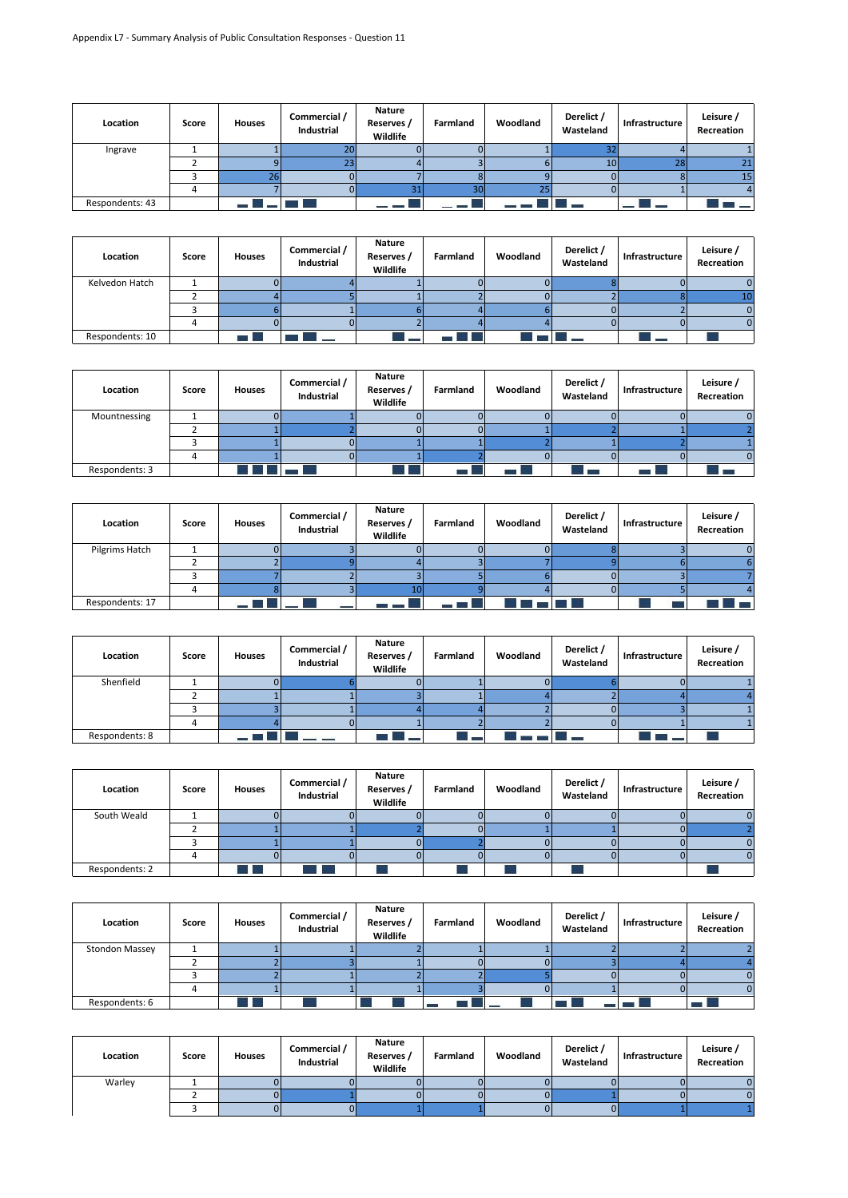Appendix L7 - Summary Analysis of Public Consultation Responses - Question 11

| Location | Score | Houses | Commercial / Industrial | Nature Reserves / Wildlife | Farmland | Woodland | Derelict / Wasteland | Infrastructure | Leisure / Recreation |
|---|---|---|---|---|---|---|---|---|---|
| Ingrave | 1 | 1 | 20 | 0 | 0 | 1 | 32 | 4 | 1 |
| | 2 | 9 | 23 | 4 | 3 | 6 | 10 | 28 | 21 |
| | 3 | 26 | 0 | 7 | 8 | 9 | 0 | 8 | 15 |
| | 4 | 7 | 0 | 31 | 30 | 25 | 0 | 1 | 4 |
| Respondents: 43 | | | | | | | | | |

| Location | Score | Houses | Commercial / Industrial | Nature Reserves / Wildlife | Farmland | Woodland | Derelict / Wasteland | Infrastructure | Leisure / Recreation |
|---|---|---|---|---|---|---|---|---|---|
| Kelvedon Hatch | 1 | 0 | 4 | 1 | 0 | 0 | 8 | 0 | 0 |
| | 2 | 4 | 5 | 1 | 2 | 0 | 2 | 8 | 10 |
| | 3 | 6 | 1 | 6 | 4 | 6 | 0 | 2 | 0 |
| | 4 | 0 | 0 | 2 | 4 | 4 | 0 | 0 | 0 |
| Respondents: 10 | | | | | | | | | |

| Location | Score | Houses | Commercial / Industrial | Nature Reserves / Wildlife | Farmland | Woodland | Derelict / Wasteland | Infrastructure | Leisure / Recreation |
|---|---|---|---|---|---|---|---|---|---|
| Mountnessing | 1 | 0 | 1 | 0 | 0 | 0 | 0 | 0 | 0 |
| | 2 | 1 | 2 | 0 | 0 | 1 | 2 | 1 | 2 |
| | 3 | 1 | 0 | 1 | 1 | 2 | 1 | 2 | 1 |
| | 4 | 1 | 0 | 1 | 2 | 0 | 0 | 0 | 0 |
| Respondents: 3 | | | | | | | | | |

| Location | Score | Houses | Commercial / Industrial | Nature Reserves / Wildlife | Farmland | Woodland | Derelict / Wasteland | Infrastructure | Leisure / Recreation |
|---|---|---|---|---|---|---|---|---|---|
| Pilgrims Hatch | 1 | 0 | 3 | 0 | 0 | 0 | 8 | 3 | 0 |
| | 2 | 2 | 9 | 4 | 3 | 7 | 9 | 6 | 6 |
| | 3 | 7 | 2 | 3 | 5 | 6 | 0 | 3 | 7 |
| | 4 | 8 | 3 | 10 | 9 | 4 | 0 | 5 | 4 |
| Respondents: 17 | | | | | | | | | |

| Location | Score | Houses | Commercial / Industrial | Nature Reserves / Wildlife | Farmland | Woodland | Derelict / Wasteland | Infrastructure | Leisure / Recreation |
|---|---|---|---|---|---|---|---|---|---|
| Shenfield | 1 | 0 | 6 | 0 | 1 | 0 | 6 | 0 | 1 |
| | 2 | 1 | 1 | 3 | 1 | 4 | 2 | 4 | 4 |
| | 3 | 3 | 1 | 4 | 4 | 2 | 0 | 3 | 1 |
| | 4 | 4 | 0 | 1 | 2 | 2 | 0 | 1 | 1 |
| Respondents: 8 | | | | | | | | | |

| Location | Score | Houses | Commercial / Industrial | Nature Reserves / Wildlife | Farmland | Woodland | Derelict / Wasteland | Infrastructure | Leisure / Recreation |
|---|---|---|---|---|---|---|---|---|---|
| South Weald | 1 | 0 | 0 | 0 | 0 | 0 | 0 | 0 | 0 |
| | 2 | 1 | 1 | 2 | 0 | 1 | 1 | 0 | 2 |
| | 3 | 1 | 1 | 0 | 2 | 0 | 0 | 0 | 0 |
| | 4 | 0 | 0 | 0 | 0 | 0 | 0 | 0 | 0 |
| Respondents: 2 | | | | | | | | | |

| Location | Score | Houses | Commercial / Industrial | Nature Reserves / Wildlife | Farmland | Woodland | Derelict / Wasteland | Infrastructure | Leisure / Recreation |
|---|---|---|---|---|---|---|---|---|---|
| Stondon Massey | 1 | 1 | 1 | 2 | 1 | 1 | 2 | 2 | 2 |
| | 2 | 2 | 3 | 1 | 0 | 0 | 3 | 4 | 4 |
| | 3 | 2 | 1 | 2 | 2 | 5 | 0 | 0 | 0 |
| | 4 | 1 | 1 | 1 | 3 | 0 | 1 | 0 | 0 |
| Respondents: 6 | | | | | | | | | |

| Location | Score | Houses | Commercial / Industrial | Nature Reserves / Wildlife | Farmland | Woodland | Derelict / Wasteland | Infrastructure | Leisure / Recreation |
|---|---|---|---|---|---|---|---|---|---|
| Warley | 1 | 0 | 0 | 0 | 0 | 0 | 0 | 0 | 0 |
| | 2 | 0 | 1 | 0 | 0 | 0 | 1 | 0 | 0 |
| | 3 | 0 | 0 | 1 | 1 | 0 | 0 | 1 | 1 |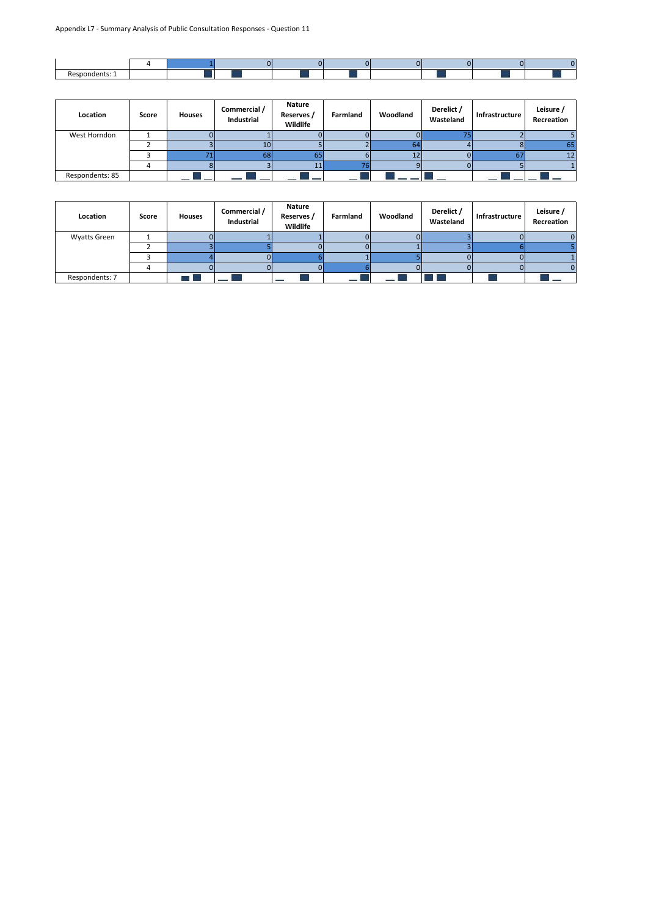Appendix L7 - Summary Analysis of Public Consultation Responses - Question 11

| | | | | | | | | | |
|---|---|---|---|---|---|---|---|---|---|
| | 4 | 1 | 0 | 0 | 0 | 0 | 0 | 0 | 0 |
| Respondents: 1 | | | | | | | | | |

| Location | Score | Houses | Commercial / Industrial | Nature Reserves / Wildlife | Farmland | Woodland | Derelict / Wasteland | Infrastructure | Leisure / Recreation |
|---|---|---|---|---|---|---|---|---|---|
| West Horndon | 1 | 0 | 1 | 0 | 0 | 0 | 75 | 2 | 5 |
| | 2 | 3 | 10 | 5 | 2 | 64 | 4 | 8 | 65 |
| | 3 | 71 | 68 | 65 | 6 | 12 | 0 | 67 | 12 |
| | 4 | 8 | 3 | 11 | 76 | 9 | 0 | 5 | 1 |
| Respondents: 85 | | | | | | | | | |

| Location | Score | Houses | Commercial / Industrial | Nature Reserves / Wildlife | Farmland | Woodland | Derelict / Wasteland | Infrastructure | Leisure / Recreation |
|---|---|---|---|---|---|---|---|---|---|
| Wyatts Green | 1 | 0 | 1 | 1 | 0 | 0 | 3 | 0 | 0 |
| | 2 | 3 | 5 | 0 | 0 | 1 | 3 | 6 | 5 |
| | 3 | 4 | 0 | 6 | 1 | 5 | 0 | 0 | 1 |
| | 4 | 0 | 0 | 0 | 6 | 0 | 0 | 0 | 0 |
| Respondents: 7 | | | | | | | | | |